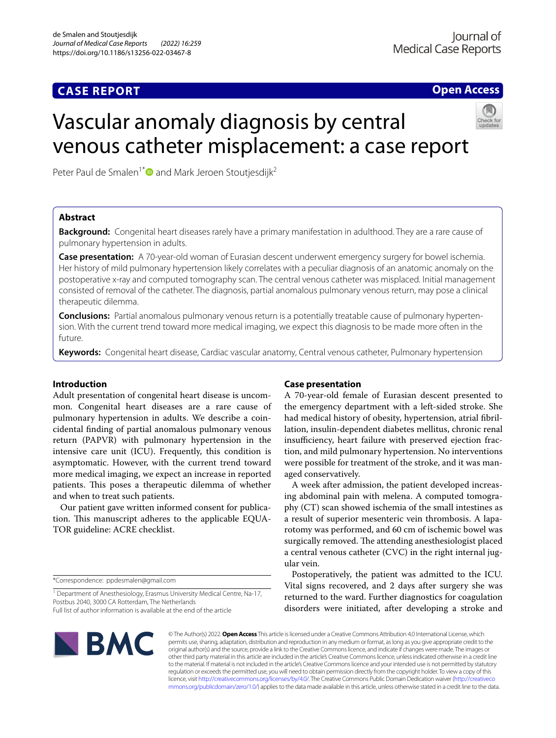CASE REPORT

Open Access

# Vascular anomaly diagnosis by central venous catheter misplacement: a case report

Peter Paul de Smalen[1*] and Mark Jeroen Stoutjesdijk[2]

## Abstract

**Background:** Congenital heart diseases rarely have a primary manifestation in adulthood. They are a rare cause of pulmonary hypertension in adults.

**Case presentation:** A 70-year-old woman of Eurasian descent underwent emergency surgery for bowel ischemia. Her history of mild pulmonary hypertension likely correlates with a peculiar diagnosis of an anatomic anomaly on the postoperative x-ray and computed tomography scan. The central venous catheter was misplaced. Initial management consisted of removal of the catheter. The diagnosis, partial anomalous pulmonary venous return, may pose a clinical therapeutic dilemma.

**Conclusions:** Partial anomalous pulmonary venous return is a potentially treatable cause of pulmonary hypertension. With the current trend toward more medical imaging, we expect this diagnosis to be made more often in the future.

**Keywords:** Congenital heart disease, Cardiac vascular anatomy, Central venous catheter, Pulmonary hypertension

## Introduction

Adult presentation of congenital heart disease is uncommon. Congenital heart diseases are a rare cause of pulmonary hypertension in adults. We describe a coincidental finding of partial anomalous pulmonary venous return (PAPVR) with pulmonary hypertension in the intensive care unit (ICU). Frequently, this condition is asymptomatic. However, with the current trend toward more medical imaging, we expect an increase in reported patients. This poses a therapeutic dilemma of whether and when to treat such patients.

Our patient gave written informed consent for publication. This manuscript adheres to the applicable EQUATOR guideline: ACRE checklist.

## Case presentation

A 70-year-old female of Eurasian descent presented to the emergency department with a left-sided stroke. She had medical history of obesity, hypertension, atrial fibrillation, insulin-dependent diabetes mellitus, chronic renal insufficiency, heart failure with preserved ejection fraction, and mild pulmonary hypertension. No interventions were possible for treatment of the stroke, and it was managed conservatively.

A week after admission, the patient developed increasing abdominal pain with melena. A computed tomography (CT) scan showed ischemia of the small intestines as a result of superior mesenteric vein thrombosis. A laparotomy was performed, and 60 cm of ischemic bowel was surgically removed. The attending anesthesiologist placed a central venous catheter (CVC) in the right internal jugular vein.

Postoperatively, the patient was admitted to the ICU. Vital signs recovered, and 2 days after surgery she was returned to the ward. Further diagnostics for coagulation disorders were initiated, after developing a stroke and

*Correspondence: ppdesmalen@gmail.com

[1] Department of Anesthesiology, Erasmus University Medical Centre, Na-17, Postbus 2040, 3000 CA Rotterdam, The Netherlands
Full list of author information is available at the end of the article

© The Author(s) 2022. **Open Access** This article is licensed under a Creative Commons Attribution 4.0 International License, which permits use, sharing, adaptation, distribution and reproduction in any medium or format, as long as you give appropriate credit to the original author(s) and the source, provide a link to the Creative Commons licence, and indicate if changes were made. The images or other third party material in this article are included in the article's Creative Commons licence, unless indicated otherwise in a credit line to the material. If material is not included in the article's Creative Commons licence and your intended use is not permitted by statutory regulation or exceeds the permitted use, you will need to obtain permission directly from the copyright holder. To view a copy of this licence, visit http://creativecommons.org/licenses/by/4.0/. The Creative Commons Public Domain Dedication waiver (http://creativecommons.org/publicdomain/zero/1.0/) applies to the data made available in this article, unless otherwise stated in a credit line to the data.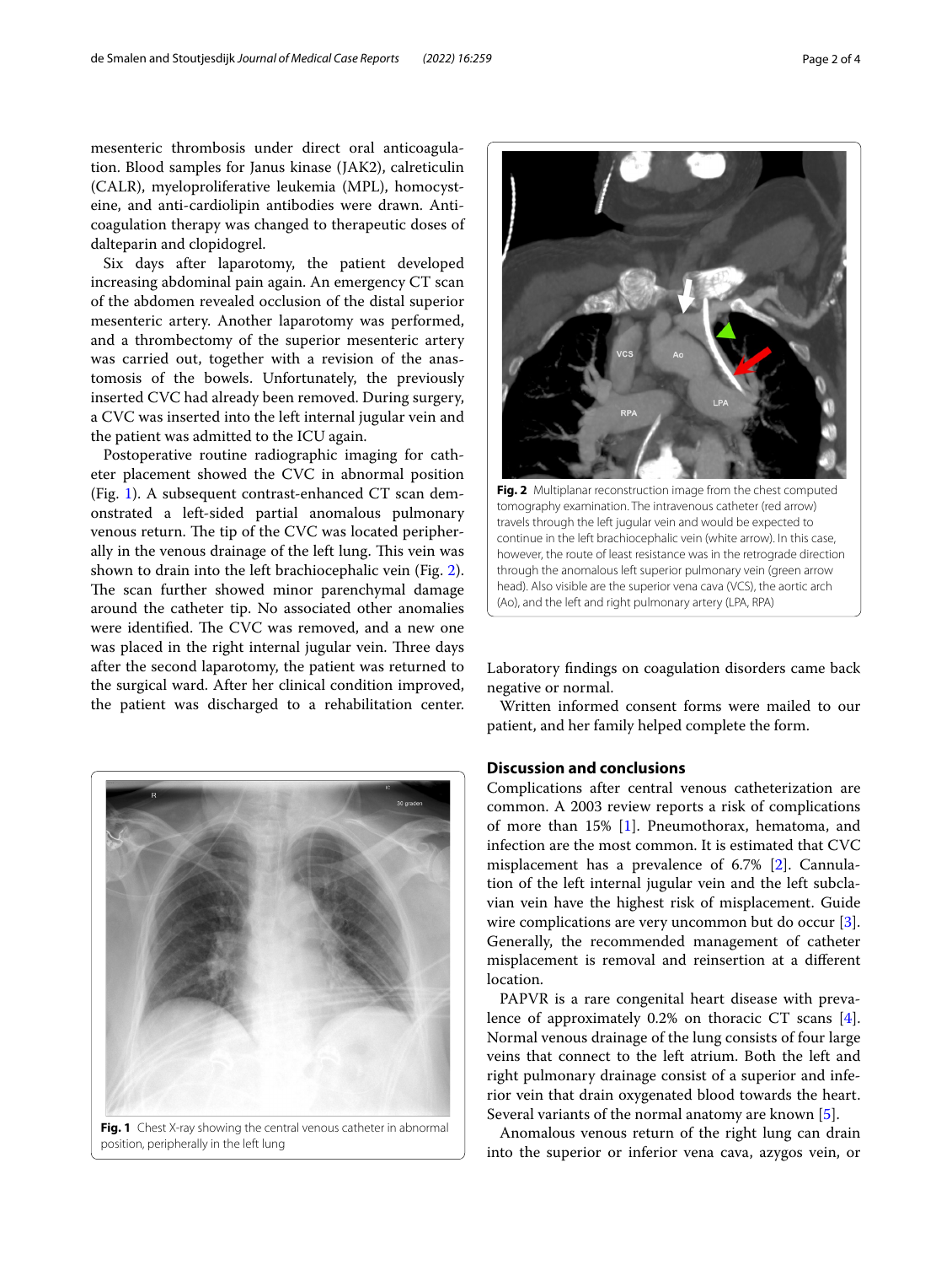mesenteric thrombosis under direct oral anticoagulation. Blood samples for Janus kinase (JAK2), calreticulin (CALR), myeloproliferative leukemia (MPL), homocysteine, and anti-cardiolipin antibodies were drawn. Anticoagulation therapy was changed to therapeutic doses of dalteparin and clopidogrel.

Six days after laparotomy, the patient developed increasing abdominal pain again. An emergency CT scan of the abdomen revealed occlusion of the distal superior mesenteric artery. Another laparotomy was performed, and a thrombectomy of the superior mesenteric artery was carried out, together with a revision of the anastomosis of the bowels. Unfortunately, the previously inserted CVC had already been removed. During surgery, a CVC was inserted into the left internal jugular vein and the patient was admitted to the ICU again.

Postoperative routine radiographic imaging for catheter placement showed the CVC in abnormal position (Fig. 1). A subsequent contrast-enhanced CT scan demonstrated a left-sided partial anomalous pulmonary venous return. The tip of the CVC was located peripherally in the venous drainage of the left lung. This vein was shown to drain into the left brachiocephalic vein (Fig. 2). The scan further showed minor parenchymal damage around the catheter tip. No associated other anomalies were identified. The CVC was removed, and a new one was placed in the right internal jugular vein. Three days after the second laparotomy, the patient was returned to the surgical ward. After her clinical condition improved, the patient was discharged to a rehabilitation center.

**Fig. 1** Chest X-ray showing the central venous catheter in abnormal position, peripherally in the left lung

**Fig. 2** Multiplanar reconstruction image from the chest computed tomography examination. The intravenous catheter (red arrow) travels through the left jugular vein and would be expected to continue in the left brachiocephalic vein (white arrow). In this case, however, the route of least resistance was in the retrograde direction through the anomalous left superior pulmonary vein (green arrow head). Also visible are the superior vena cava (VCS), the aortic arch (Ao), and the left and right pulmonary artery (LPA, RPA)

Laboratory findings on coagulation disorders came back negative or normal.

Written informed consent forms were mailed to our patient, and her family helped complete the form.

## Discussion and conclusions

Complications after central venous catheterization are common. A 2003 review reports a risk of complications of more than 15% [1]. Pneumothorax, hematoma, and infection are the most common. It is estimated that CVC misplacement has a prevalence of 6.7% [2]. Cannulation of the left internal jugular vein and the left subclavian vein have the highest risk of misplacement. Guide wire complications are very uncommon but do occur [3]. Generally, the recommended management of catheter misplacement is removal and reinsertion at a different location.

PAPVR is a rare congenital heart disease with prevalence of approximately 0.2% on thoracic CT scans [4]. Normal venous drainage of the lung consists of four large veins that connect to the left atrium. Both the left and right pulmonary drainage consist of a superior and inferior vein that drain oxygenated blood towards the heart. Several variants of the normal anatomy are known [5].

Anomalous venous return of the right lung can drain into the superior or inferior vena cava, azygos vein, or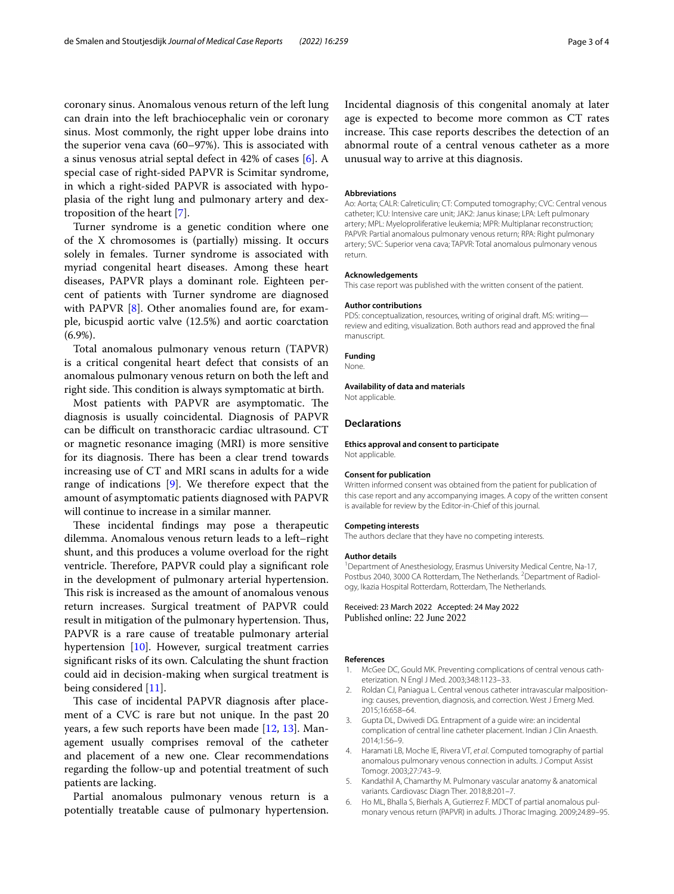coronary sinus. Anomalous venous return of the left lung can drain into the left brachiocephalic vein or coronary sinus. Most commonly, the right upper lobe drains into the superior vena cava (60–97%). This is associated with a sinus venosus atrial septal defect in 42% of cases [6]. A special case of right-sided PAPVR is Scimitar syndrome, in which a right-sided PAPVR is associated with hypoplasia of the right lung and pulmonary artery and dextroposition of the heart [7].

Turner syndrome is a genetic condition where one of the X chromosomes is (partially) missing. It occurs solely in females. Turner syndrome is associated with myriad congenital heart diseases. Among these heart diseases, PAPVR plays a dominant role. Eighteen percent of patients with Turner syndrome are diagnosed with PAPVR [8]. Other anomalies found are, for example, bicuspid aortic valve (12.5%) and aortic coarctation (6.9%).

Total anomalous pulmonary venous return (TAPVR) is a critical congenital heart defect that consists of an anomalous pulmonary venous return on both the left and right side. This condition is always symptomatic at birth.

Most patients with PAPVR are asymptomatic. The diagnosis is usually coincidental. Diagnosis of PAPVR can be difficult on transthoracic cardiac ultrasound. CT or magnetic resonance imaging (MRI) is more sensitive for its diagnosis. There has been a clear trend towards increasing use of CT and MRI scans in adults for a wide range of indications [9]. We therefore expect that the amount of asymptomatic patients diagnosed with PAPVR will continue to increase in a similar manner.

These incidental findings may pose a therapeutic dilemma. Anomalous venous return leads to a left–right shunt, and this produces a volume overload for the right ventricle. Therefore, PAPVR could play a significant role in the development of pulmonary arterial hypertension. This risk is increased as the amount of anomalous venous return increases. Surgical treatment of PAPVR could result in mitigation of the pulmonary hypertension. Thus, PAPVR is a rare cause of treatable pulmonary arterial hypertension [10]. However, surgical treatment carries significant risks of its own. Calculating the shunt fraction could aid in decision-making when surgical treatment is being considered [11].

This case of incidental PAPVR diagnosis after placement of a CVC is rare but not unique. In the past 20 years, a few such reports have been made [12, 13]. Management usually comprises removal of the catheter and placement of a new one. Clear recommendations regarding the follow-up and potential treatment of such patients are lacking.

Partial anomalous pulmonary venous return is a potentially treatable cause of pulmonary hypertension. Incidental diagnosis of this congenital anomaly at later age is expected to become more common as CT rates increase. This case reports describes the detection of an abnormal route of a central venous catheter as a more unusual way to arrive at this diagnosis.

#### Abbreviations

Ao: Aorta; CALR: Calreticulin; CT: Computed tomography; CVC: Central venous catheter; ICU: Intensive care unit; JAK2: Janus kinase; LPA: Left pulmonary artery; MPL: Myeloproliferative leukemia; MPR: Multiplanar reconstruction; PAPVR: Partial anomalous pulmonary venous return; RPA: Right pulmonary artery; SVC: Superior vena cava; TAPVR: Total anomalous pulmonary venous return.

#### Acknowledgements

This case report was published with the written consent of the patient.

#### Author contributions

PDS: conceptualization, resources, writing of original draft. MS: writing—review and editing, visualization. Both authors read and approved the final manuscript.

#### Funding

None.

#### Availability of data and materials

Not applicable.

## Declarations

#### Ethics approval and consent to participate

Not applicable.

#### Consent for publication

Written informed consent was obtained from the patient for publication of this case report and any accompanying images. A copy of the written consent is available for review by the Editor-in-Chief of this journal.

#### Competing interests

The authors declare that they have no competing interests.

#### Author details

[1]Department of Anesthesiology, Erasmus University Medical Centre, Na-17, Postbus 2040, 3000 CA Rotterdam, The Netherlands. [2]Department of Radiology, Ikazia Hospital Rotterdam, Rotterdam, The Netherlands.

Received: 23 March 2022 Accepted: 24 May 2022
Published online: 22 June 2022

#### References

1. McGee DC, Gould MK. Preventing complications of central venous catheterization. N Engl J Med. 2003;348:1123–33.
2. Roldan CJ, Paniagua L. Central venous catheter intravascular malpositioning: causes, prevention, diagnosis, and correction. West J Emerg Med. 2015;16:658–64.
3. Gupta DL, Dwivedi DG. Entrapment of a guide wire: an incidental complication of central line catheter placement. Indian J Clin Anaesth. 2014;1:56–9.
4. Haramati LB, Moche IE, Rivera VT, *et al*. Computed tomography of partial anomalous pulmonary venous connection in adults. J Comput Assist Tomogr. 2003;27:743–9.
5. Kandathil A, Chamarthy M. Pulmonary vascular anatomy & anatomical variants. Cardiovasc Diagn Ther. 2018;8:201–7.
6. Ho ML, Bhalla S, Bierhals A, Gutierrez F. MDCT of partial anomalous pulmonary venous return (PAPVR) in adults. J Thorac Imaging. 2009;24:89–95.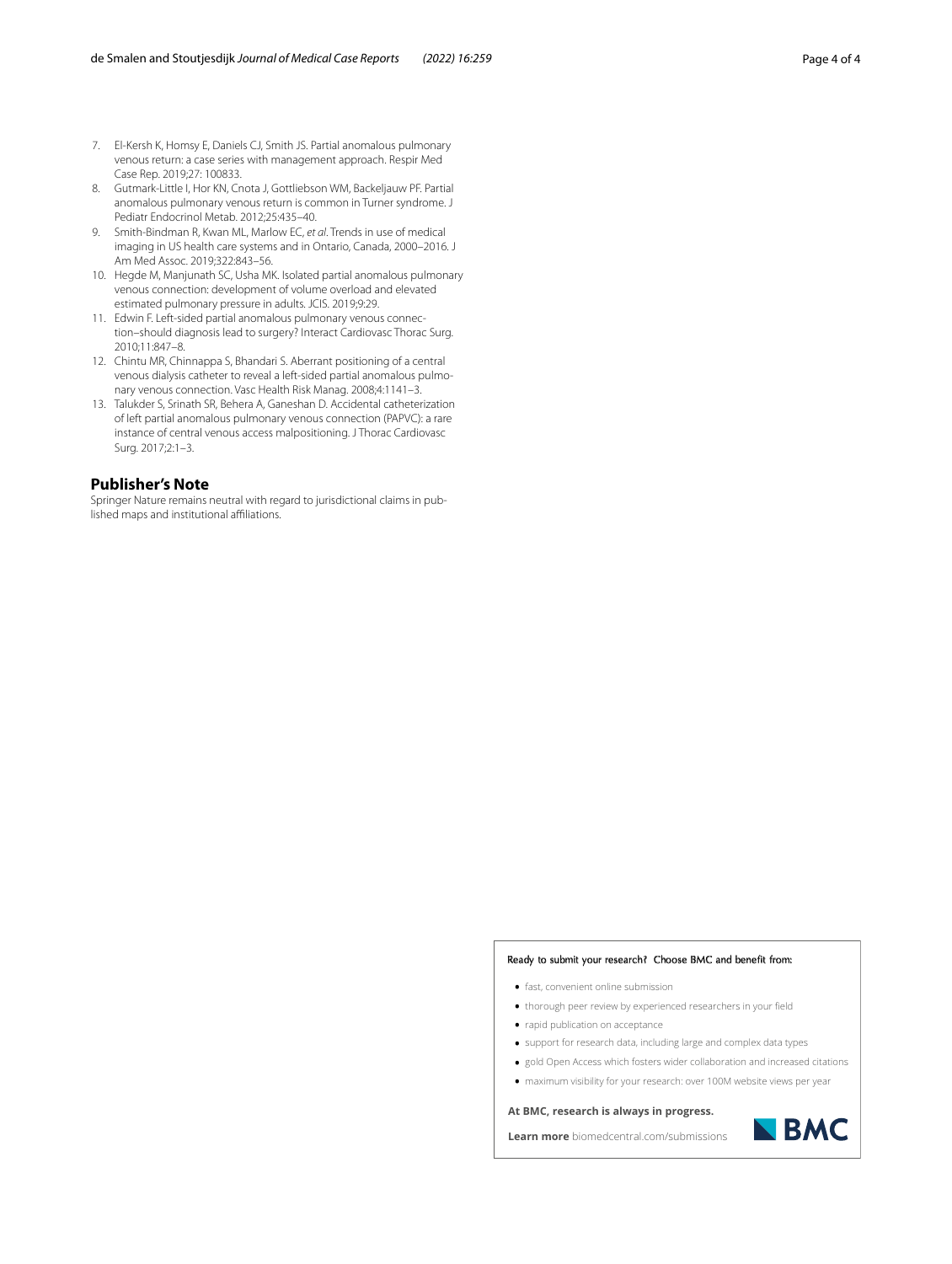7. El-Kersh K, Homsy E, Daniels CJ, Smith JS. Partial anomalous pulmonary venous return: a case series with management approach. Respir Med Case Rep. 2019;27: 100833.
8. Gutmark-Little I, Hor KN, Cnota J, Gottliebson WM, Backeljauw PF. Partial anomalous pulmonary venous return is common in Turner syndrome. J Pediatr Endocrinol Metab. 2012;25:435–40.
9. Smith-Bindman R, Kwan ML, Marlow EC, *et al*. Trends in use of medical imaging in US health care systems and in Ontario, Canada, 2000–2016. J Am Med Assoc. 2019;322:843–56.
10. Hegde M, Manjunath SC, Usha MK. Isolated partial anomalous pulmonary venous connection: development of volume overload and elevated estimated pulmonary pressure in adults. JCIS. 2019;9:29.
11. Edwin F. Left-sided partial anomalous pulmonary venous connection–should diagnosis lead to surgery? Interact Cardiovasc Thorac Surg. 2010;11:847–8.
12. Chintu MR, Chinnappa S, Bhandari S. Aberrant positioning of a central venous dialysis catheter to reveal a left-sided partial anomalous pulmonary venous connection. Vasc Health Risk Manag. 2008;4:1141–3.
13. Talukder S, Srinath SR, Behera A, Ganeshan D. Accidental catheterization of left partial anomalous pulmonary venous connection (PAPVC): a rare instance of central venous access malpositioning. J Thorac Cardiovasc Surg. 2017;2:1–3.

## Publisher's Note

Springer Nature remains neutral with regard to jurisdictional claims in published maps and institutional affiliations.

Ready to submit your research? Choose BMC and benefit from:

- fast, convenient online submission
- thorough peer review by experienced researchers in your field
- rapid publication on acceptance
- support for research data, including large and complex data types
- gold Open Access which fosters wider collaboration and increased citations
- maximum visibility for your research: over 100M website views per year

**At BMC, research is always in progress.**

**Learn more** biomedcentral.com/submissions

BMC